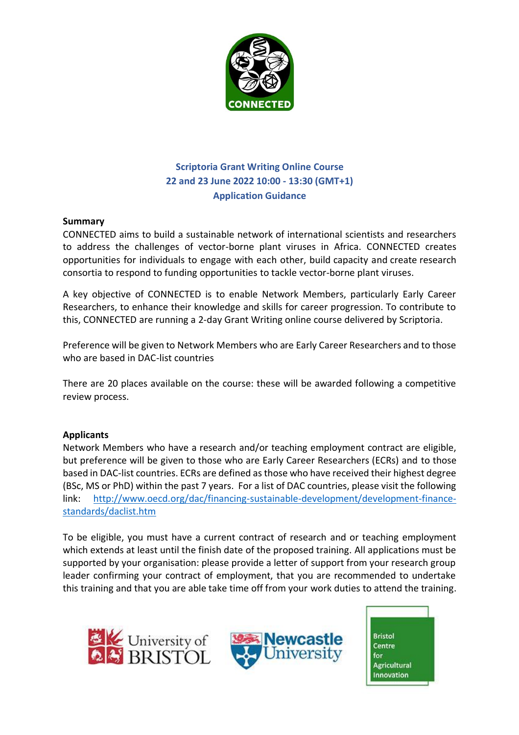CONNECTED

# Scriptoria Grant Writing Online Course
## 22 and 23 June 2022 10:00 - 13:30 (GMT+1)
## Application Guidance

**Summary**

CONNECTED aims to build a sustainable network of international scientists and researchers to address the challenges of vector-borne plant viruses in Africa. CONNECTED creates opportunities for individuals to engage with each other, build capacity and create research consortia to respond to funding opportunities to tackle vector-borne plant viruses.

A key objective of CONNECTED is to enable Network Members, particularly Early Career Researchers, to enhance their knowledge and skills for career progression. To contribute to this, CONNECTED are running a 2-day Grant Writing online course delivered by Scriptoria.

Preference will be given to Network Members who are Early Career Researchers and to those who are based in DAC-list countries

There are 20 places available on the course: these will be awarded following a competitive review process.

**Applicants**

Network Members who have a research and/or teaching employment contract are eligible, but preference will be given to those who are Early Career Researchers (ECRs) and to those based in DAC-list countries. ECRs are defined as those who have received their highest degree (BSc, MS or PhD) within the past 7 years. For a list of DAC countries, please visit the following link: [http://www.oecd.org/dac/financing-sustainable-development/development-finance-standards/daclist.htm](http://www.oecd.org/dac/financing-sustainable-development/development-finance-standards/daclist.htm)

To be eligible, you must have a current contract of research and or teaching employment which extends at least until the finish date of the proposed training. All applications must be supported by your organisation: please provide a letter of support from your research group leader confirming your contract of employment, that you are recommended to undertake this training and that you are able take time off from your work duties to attend the training.

University of BRISTOL | Newcastle University | Bristol Centre for Agricultural Innovation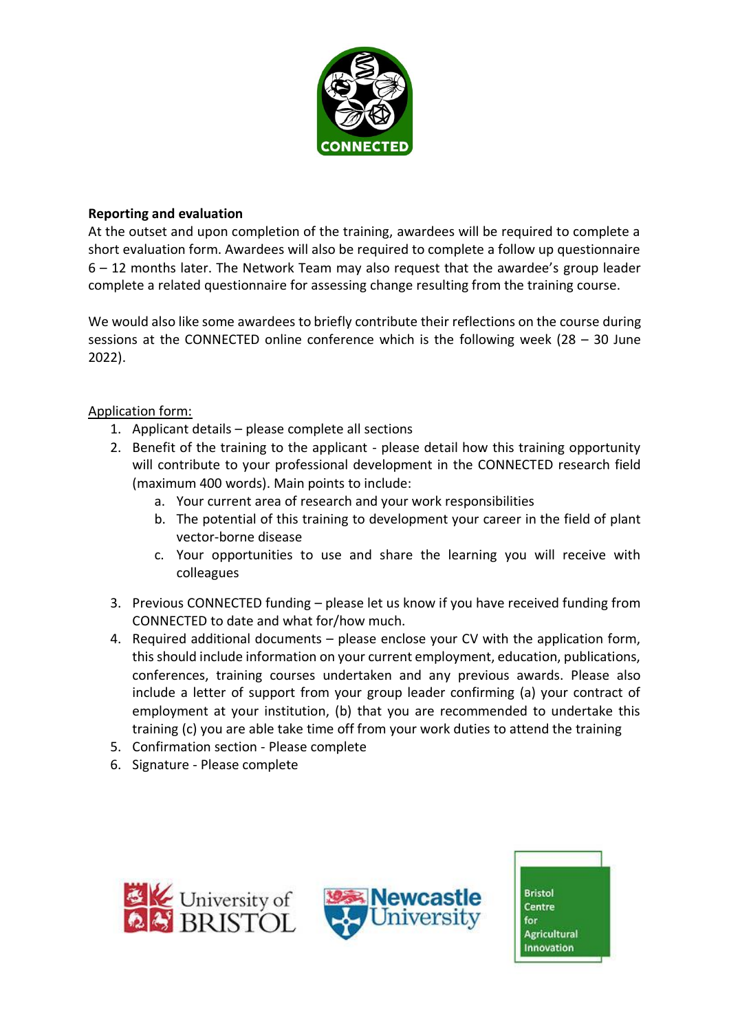**Reporting and evaluation**

At the outset and upon completion of the training, awardees will be required to complete a short evaluation form. Awardees will also be required to complete a follow up questionnaire 6 – 12 months later. The Network Team may also request that the awardee's group leader complete a related questionnaire for assessing change resulting from the training course.

We would also like some awardees to briefly contribute their reflections on the course during sessions at the CONNECTED online conference which is the following week (28 – 30 June 2022).

<u>Application form:</u>

1. Applicant details – please complete all sections
2. Benefit of the training to the applicant - please detail how this training opportunity will contribute to your professional development in the CONNECTED research field (maximum 400 words). Main points to include:
    a. Your current area of research and your work responsibilities
    b. The potential of this training to development your career in the field of plant vector-borne disease
    c. Your opportunities to use and share the learning you will receive with colleagues
3. Previous CONNECTED funding – please let us know if you have received funding from CONNECTED to date and what for/how much.
4. Required additional documents – please enclose your CV with the application form, this should include information on your current employment, education, publications, conferences, training courses undertaken and any previous awards. Please also include a letter of support from your group leader confirming (a) your contract of employment at your institution, (b) that you are recommended to undertake this training (c) you are able take time off from your work duties to attend the training
5. Confirmation section - Please complete
6. Signature - Please complete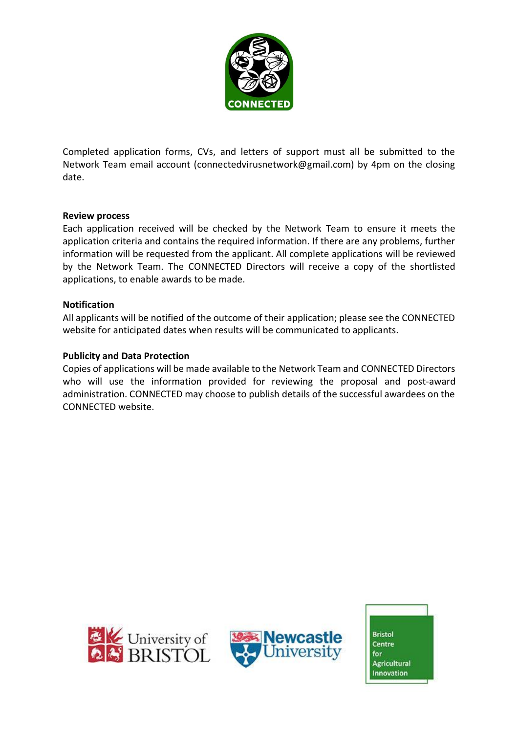Completed application forms, CVs, and letters of support must all be submitted to the Network Team email account (connectedvirusnetwork@gmail.com) by 4pm on the closing date.

**Review process**

Each application received will be checked by the Network Team to ensure it meets the application criteria and contains the required information. If there are any problems, further information will be requested from the applicant. All complete applications will be reviewed by the Network Team. The CONNECTED Directors will receive a copy of the shortlisted applications, to enable awards to be made.

**Notification**

All applicants will be notified of the outcome of their application; please see the CONNECTED website for anticipated dates when results will be communicated to applicants.

**Publicity and Data Protection**

Copies of applications will be made available to the Network Team and CONNECTED Directors who will use the information provided for reviewing the proposal and post-award administration. CONNECTED may choose to publish details of the successful awardees on the CONNECTED website.